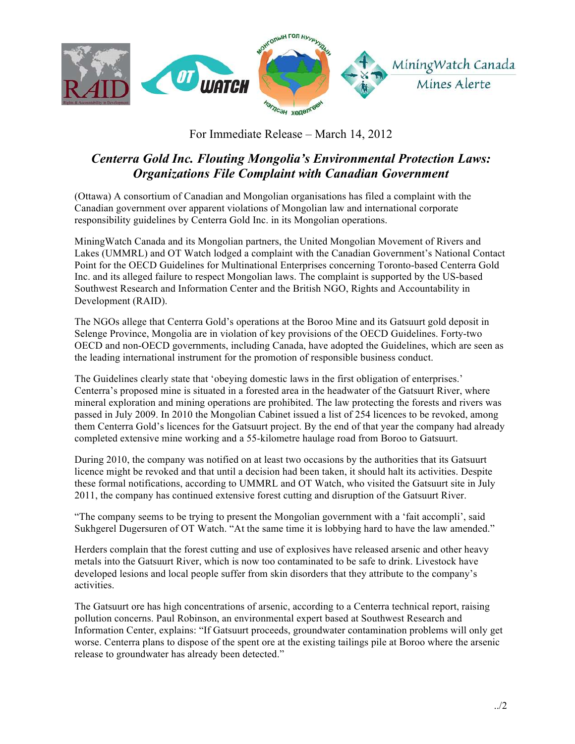For Immediate Release – March 14, 2012

## *Centerra Gold Inc. Flouting Mongolia's Environmental Protection Laws: Organizations File Complaint with Canadian Government*

(Ottawa) A consortium of Canadian and Mongolian organisations has filed a complaint with the Canadian government over apparent violations of Mongolian law and international corporate responsibility guidelines by Centerra Gold Inc. in its Mongolian operations.

MiningWatch Canada and its Mongolian partners, the United Mongolian Movement of Rivers and Lakes (UMMRL) and OT Watch lodged a complaint with the Canadian Government's National Contact Point for the OECD Guidelines for Multinational Enterprises concerning Toronto-based Centerra Gold Inc. and its alleged failure to respect Mongolian laws. The complaint is supported by the US-based Southwest Research and Information Center and the British NGO, Rights and Accountability in Development (RAID).

The NGOs allege that Centerra Gold's operations at the Boroo Mine and its Gatsuurt gold deposit in Selenge Province, Mongolia are in violation of key provisions of the OECD Guidelines. Forty-two OECD and non-OECD governments, including Canada, have adopted the Guidelines, which are seen as the leading international instrument for the promotion of responsible business conduct.

The Guidelines clearly state that 'obeying domestic laws in the first obligation of enterprises.' Centerra's proposed mine is situated in a forested area in the headwater of the Gatsuurt River, where mineral exploration and mining operations are prohibited. The law protecting the forests and rivers was passed in July 2009. In 2010 the Mongolian Cabinet issued a list of 254 licences to be revoked, among them Centerra Gold's licences for the Gatsuurt project. By the end of that year the company had already completed extensive mine working and a 55-kilometre haulage road from Boroo to Gatsuurt.

During 2010, the company was notified on at least two occasions by the authorities that its Gatsuurt licence might be revoked and that until a decision had been taken, it should halt its activities. Despite these formal notifications, according to UMMRL and OT Watch, who visited the Gatsuurt site in July 2011, the company has continued extensive forest cutting and disruption of the Gatsuurt River.

"The company seems to be trying to present the Mongolian government with a 'fait accompli', said Sukhgerel Dugersuren of OT Watch. "At the same time it is lobbying hard to have the law amended."

Herders complain that the forest cutting and use of explosives have released arsenic and other heavy metals into the Gatsuurt River, which is now too contaminated to be safe to drink. Livestock have developed lesions and local people suffer from skin disorders that they attribute to the company's activities.

The Gatsuurt ore has high concentrations of arsenic, according to a Centerra technical report, raising pollution concerns. Paul Robinson, an environmental expert based at Southwest Research and Information Center, explains: "If Gatsuurt proceeds, groundwater contamination problems will only get worse. Centerra plans to dispose of the spent ore at the existing tailings pile at Boroo where the arsenic release to groundwater has already been detected."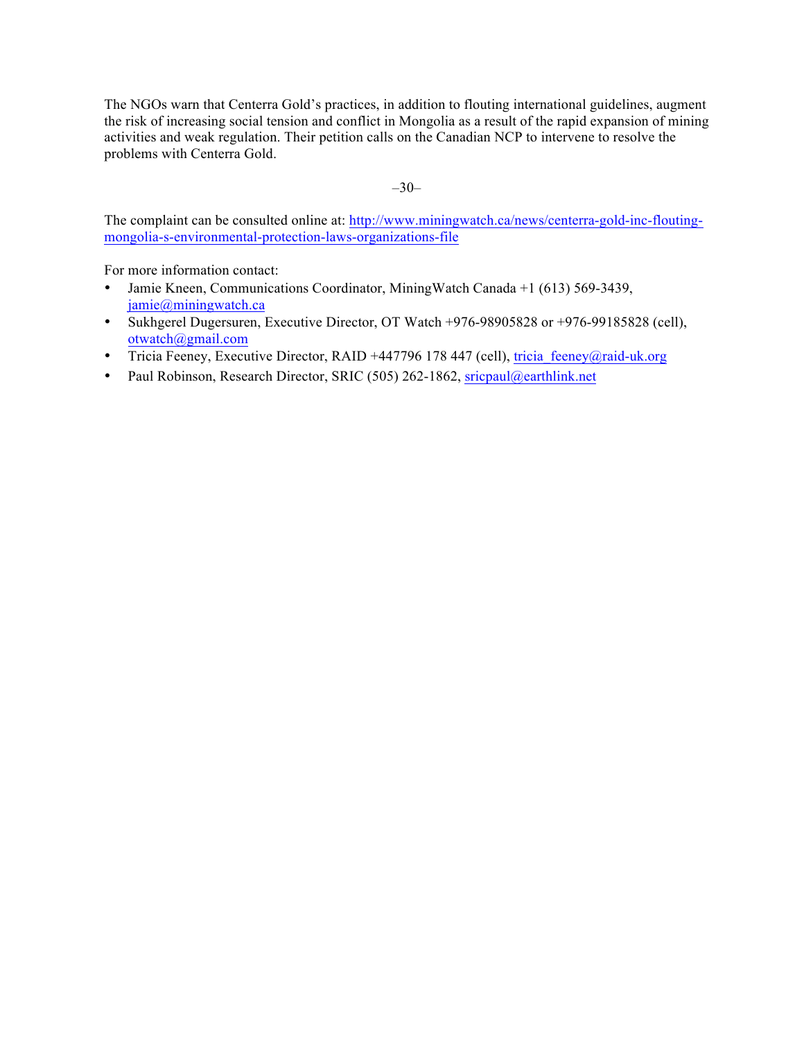The NGOs warn that Centerra Gold's practices, in addition to flouting international guidelines, augment the risk of increasing social tension and conflict in Mongolia as a result of the rapid expansion of mining activities and weak regulation. Their petition calls on the Canadian NCP to intervene to resolve the problems with Centerra Gold.

–30–

The complaint can be consulted online at: [http://www.miningwatch.ca/news/centerra-gold-inc-flouting-mongolia-s-environmental-protection-laws-organizations-file](http://www.miningwatch.ca/news/centerra-gold-inc-flouting-mongolia-s-environmental-protection-laws-organizations-file)

For more information contact:

- Jamie Kneen, Communications Coordinator, MiningWatch Canada +1 (613) 569-3439, jamie@miningwatch.ca
- Sukhgerel Dugersuren, Executive Director, OT Watch +976-98905828 or +976-99185828 (cell), otwatch@gmail.com
- Tricia Feeney, Executive Director, RAID +447796 178 447 (cell), tricia_feeney@raid-uk.org
- Paul Robinson, Research Director, SRIC (505) 262-1862, sricpaul@earthlink.net